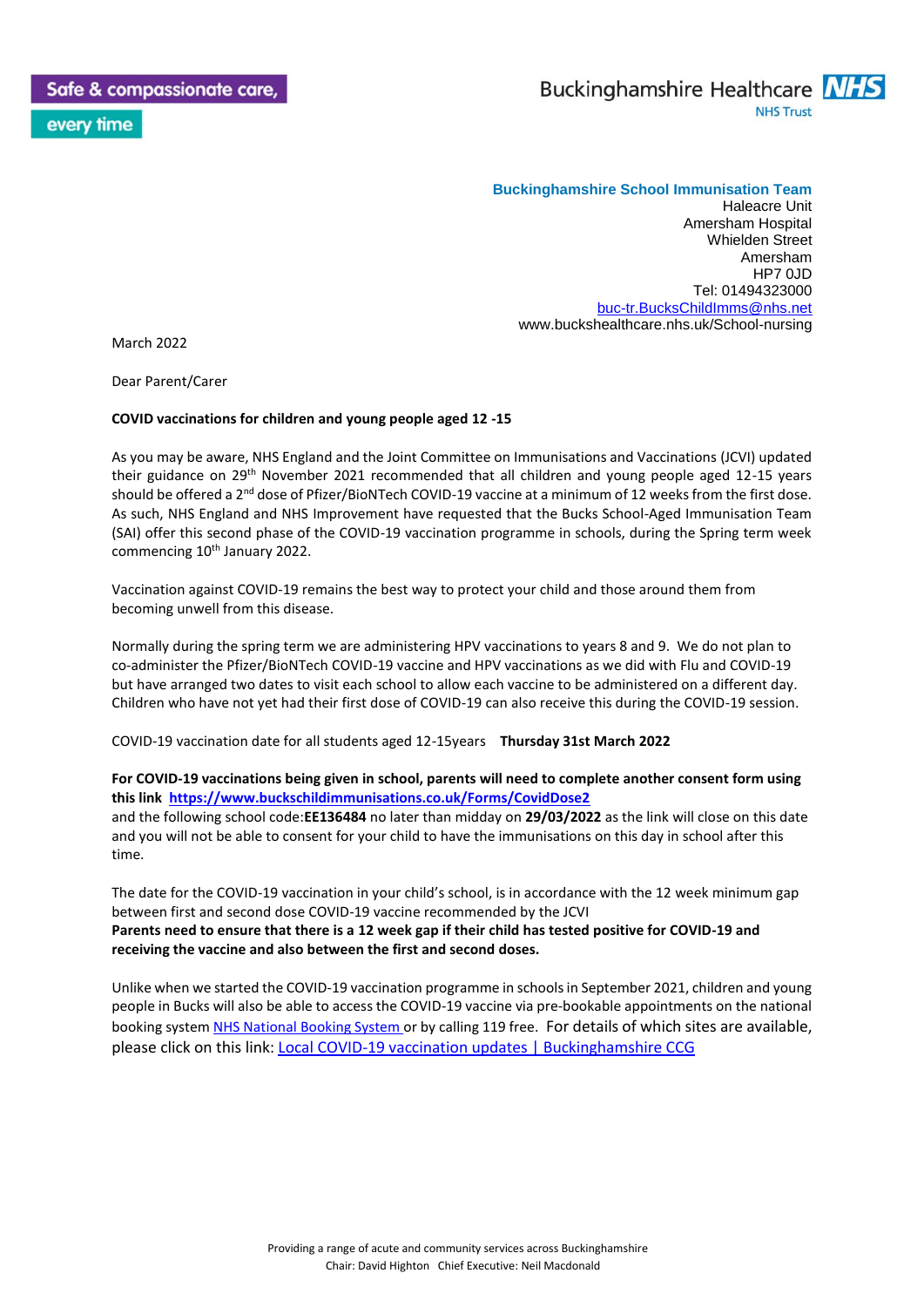Safe & compassionate care, every time

Buckinghamshire Healthcare NHS Trust

**Buckinghamshire School Immunisation Team**
Haleacre Unit
Amersham Hospital
Whielden Street
Amersham
HP7 0JD
Tel: 01494323000
buc-tr.BucksChildImms@nhs.net
www.buckshealthcare.nhs.uk/School-nursing

March 2022

Dear Parent/Carer

**COVID vaccinations for children and young people aged 12 -15**

As you may be aware, NHS England and the Joint Committee on Immunisations and Vaccinations (JCVI) updated their guidance on 29th November 2021 recommended that all children and young people aged 12-15 years should be offered a 2nd dose of Pfizer/BioNTech COVID-19 vaccine at a minimum of 12 weeks from the first dose. As such, NHS England and NHS Improvement have requested that the Bucks School-Aged Immunisation Team (SAI) offer this second phase of the COVID-19 vaccination programme in schools, during the Spring term week commencing 10th January 2022.

Vaccination against COVID-19 remains the best way to protect your child and those around them from becoming unwell from this disease.

Normally during the spring term we are administering HPV vaccinations to years 8 and 9. We do not plan to co-administer the Pfizer/BioNTech COVID-19 vaccine and HPV vaccinations as we did with Flu and COVID-19 but have arranged two dates to visit each school to allow each vaccine to be administered on a different day. Children who have not yet had their first dose of COVID-19 can also receive this during the COVID-19 session.

COVID-19 vaccination date for all students aged 12-15years **Thursday 31st March 2022**

**For COVID-19 vaccinations being given in school, parents will need to complete another consent form using this link [https://www.buckschildimmunisations.co.uk/Forms/CovidDose2](https://www.buckschildimmunisations.co.uk/Forms/CovidDose2)**
and the following school code:**EE136484** no later than midday on **29/03/2022** as the link will close on this date and you will not be able to consent for your child to have the immunisations on this day in school after this time.

The date for the COVID-19 vaccination in your child's school, is in accordance with the 12 week minimum gap between first and second dose COVID-19 vaccine recommended by the JCVI
**Parents need to ensure that there is a 12 week gap if their child has tested positive for COVID-19 and receiving the vaccine and also between the first and second doses.**

Unlike when we started the COVID-19 vaccination programme in schools in September 2021, children and young people in Bucks will also be able to access the COVID-19 vaccine via pre-bookable appointments on the national booking system NHS National Booking System or by calling 119 free. For details of which sites are available, please click on this link: Local COVID-19 vaccination updates | Buckinghamshire CCG

Providing a range of acute and community services across Buckinghamshire
Chair: David Highton Chief Executive: Neil Macdonald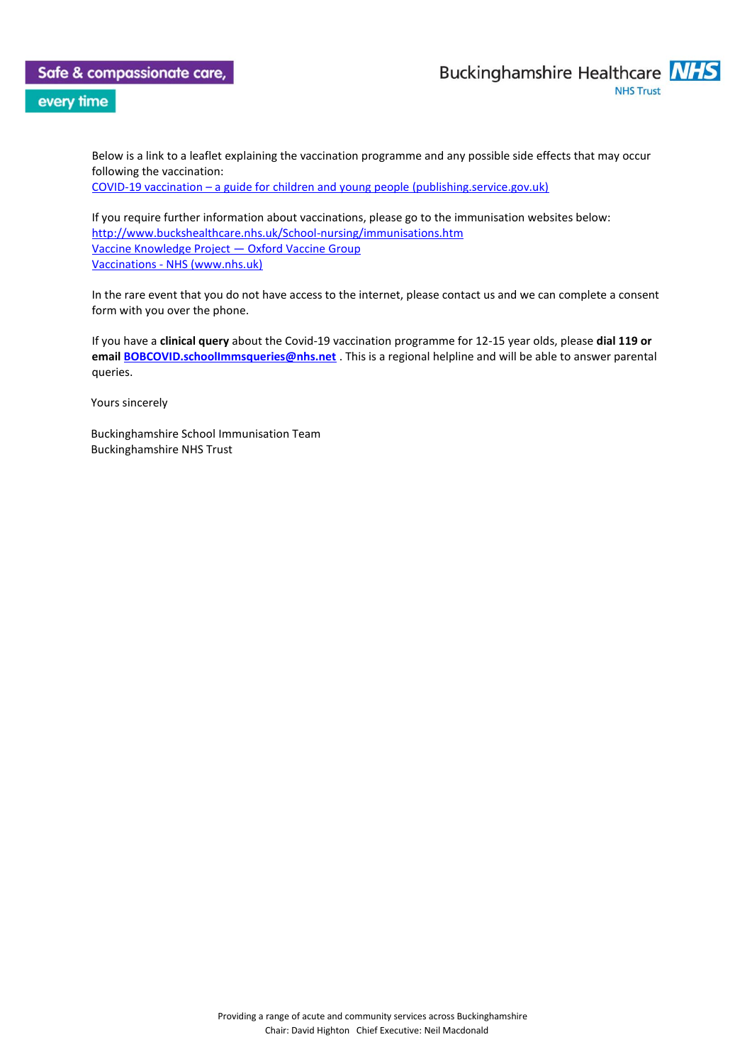Safe & compassionate care, every time

Buckinghamshire Healthcare NHS Trust

Below is a link to a leaflet explaining the vaccination programme and any possible side effects that may occur following the vaccination:
[COVID-19 vaccination – a guide for children and young people (publishing.service.gov.uk)]()

If you require further information about vaccinations, please go to the immunisation websites below:
[http://www.buckshealthcare.nhs.uk/School-nursing/immunisations.htm](http://www.buckshealthcare.nhs.uk/School-nursing/immunisations.htm)
[Vaccine Knowledge Project — Oxford Vaccine Group]()
[Vaccinations - NHS (www.nhs.uk)]()

In the rare event that you do not have access to the internet, please contact us and we can complete a consent form with you over the phone.

If you have a **clinical query** about the Covid-19 vaccination programme for 12-15 year olds, please **dial 119 or email [BOBCOVID.schoolImmsqueries@nhs.net](mailto:BOBCOVID.schoolImmsqueries@nhs.net)** . This is a regional helpline and will be able to answer parental queries.

Yours sincerely

Buckinghamshire School Immunisation Team
Buckinghamshire NHS Trust

Providing a range of acute and community services across Buckinghamshire
Chair: David Highton Chief Executive: Neil Macdonald